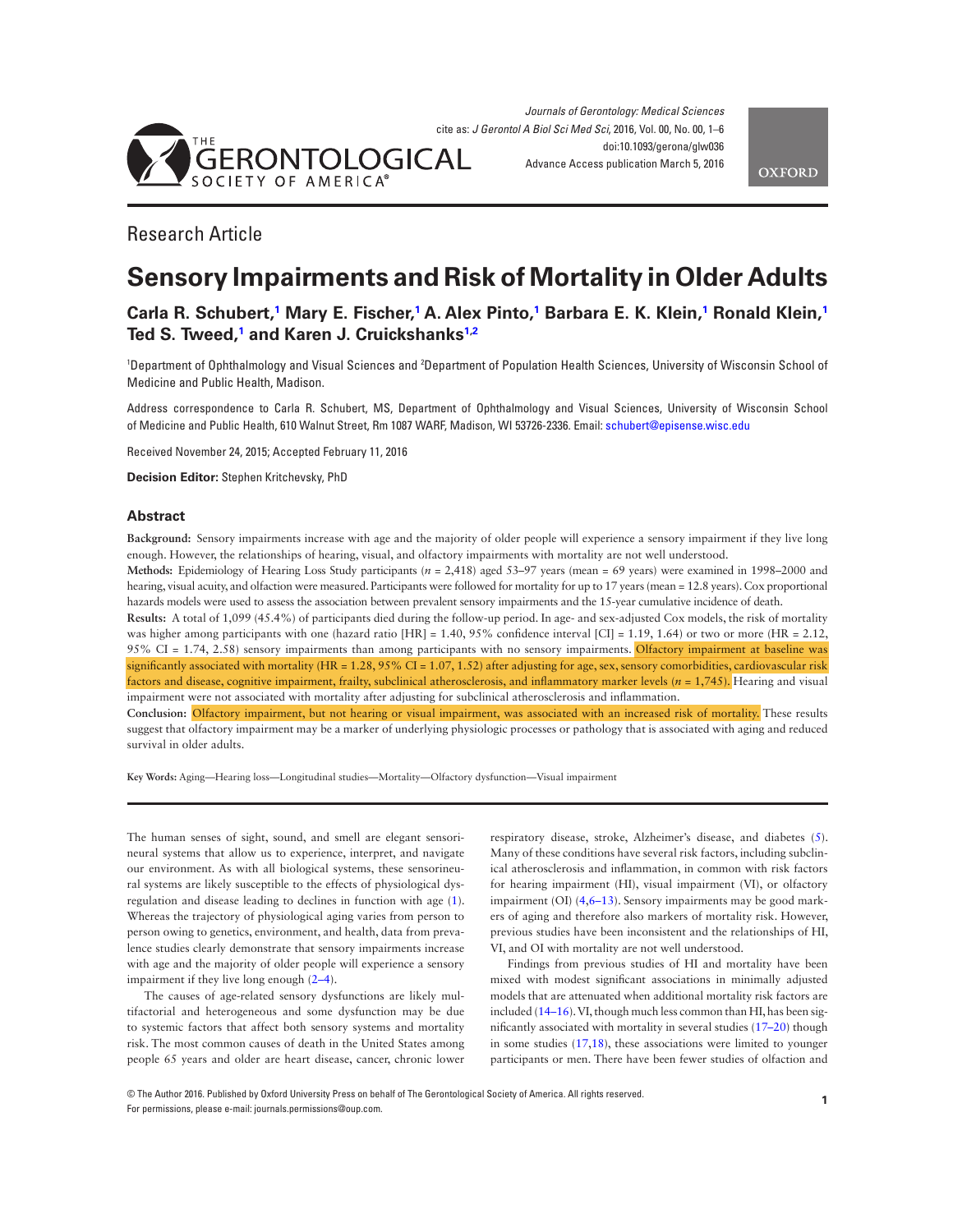Research Article

# Sensory Impairments and Risk of Mortality in Older Adults

**Carla R. Schubert,[1] Mary E. Fischer,[1] A. Alex Pinto,[1] Barbara E. K. Klein,[1] Ronald Klein,[1] Ted S. Tweed,[1] and Karen J. Cruickshanks[1,2]**

[1]Department of Ophthalmology and Visual Sciences and [2]Department of Population Health Sciences, University of Wisconsin School of Medicine and Public Health, Madison.

Address correspondence to Carla R. Schubert, MS, Department of Ophthalmology and Visual Sciences, University of Wisconsin School of Medicine and Public Health, 610 Walnut Street, Rm 1087 WARF, Madison, WI 53726-2336. Email: schubert@episense.wisc.edu

Received November 24, 2015; Accepted February 11, 2016

**Decision Editor:** Stephen Kritchevsky, PhD

## Abstract

**Background:** Sensory impairments increase with age and the majority of older people will experience a sensory impairment if they live long enough. However, the relationships of hearing, visual, and olfactory impairments with mortality are not well understood.

**Methods:** Epidemiology of Hearing Loss Study participants (*n* = 2,418) aged 53–97 years (mean = 69 years) were examined in 1998–2000 and hearing, visual acuity, and olfaction were measured. Participants were followed for mortality for up to 17 years (mean = 12.8 years). Cox proportional hazards models were used to assess the association between prevalent sensory impairments and the 15-year cumulative incidence of death.

**Results:** A total of 1,099 (45.4%) of participants died during the follow-up period. In age- and sex-adjusted Cox models, the risk of mortality was higher among participants with one (hazard ratio [HR] = 1.40, 95% confidence interval [CI] = 1.19, 1.64) or two or more (HR = 2.12, 95% CI = 1.74, 2.58) sensory impairments than among participants with no sensory impairments. Olfactory impairment at baseline was significantly associated with mortality (HR = 1.28, 95% CI = 1.07, 1.52) after adjusting for age, sex, sensory comorbidities, cardiovascular risk factors and disease, cognitive impairment, frailty, subclinical atherosclerosis, and inflammatory marker levels (*n* = 1,745). Hearing and visual impairment were not associated with mortality after adjusting for subclinical atherosclerosis and inflammation.

**Conclusion:** Olfactory impairment, but not hearing or visual impairment, was associated with an increased risk of mortality. These results suggest that olfactory impairment may be a marker of underlying physiologic processes or pathology that is associated with aging and reduced survival in older adults.

**Key Words:** Aging—Hearing loss—Longitudinal studies—Mortality—Olfactory dysfunction—Visual impairment

The human senses of sight, sound, and smell are elegant sensorineural systems that allow us to experience, interpret, and navigate our environment. As with all biological systems, these sensorineural systems are likely susceptible to the effects of physiological dysregulation and disease leading to declines in function with age (1). Whereas the trajectory of physiological aging varies from person to person owing to genetics, environment, and health, data from prevalence studies clearly demonstrate that sensory impairments increase with age and the majority of older people will experience a sensory impairment if they live long enough (2–4).

The causes of age-related sensory dysfunctions are likely multifactorial and heterogeneous and some dysfunction may be due to systemic factors that affect both sensory systems and mortality risk. The most common causes of death in the United States among people 65 years and older are heart disease, cancer, chronic lower respiratory disease, stroke, Alzheimer's disease, and diabetes (5). Many of these conditions have several risk factors, including subclinical atherosclerosis and inflammation, in common with risk factors for hearing impairment (HI), visual impairment (VI), or olfactory impairment (OI) (4,6–13). Sensory impairments may be good markers of aging and therefore also markers of mortality risk. However, previous studies have been inconsistent and the relationships of HI, VI, and OI with mortality are not well understood.

Findings from previous studies of HI and mortality have been mixed with modest significant associations in minimally adjusted models that are attenuated when additional mortality risk factors are included (14–16). VI, though much less common than HI, has been significantly associated with mortality in several studies (17–20) though in some studies (17,18), these associations were limited to younger participants or men. There have been fewer studies of olfaction and

© The Author 2016. Published by Oxford University Press on behalf of The Gerontological Society of America. All rights reserved. For permissions, please e-mail: journals.permissions@oup.com.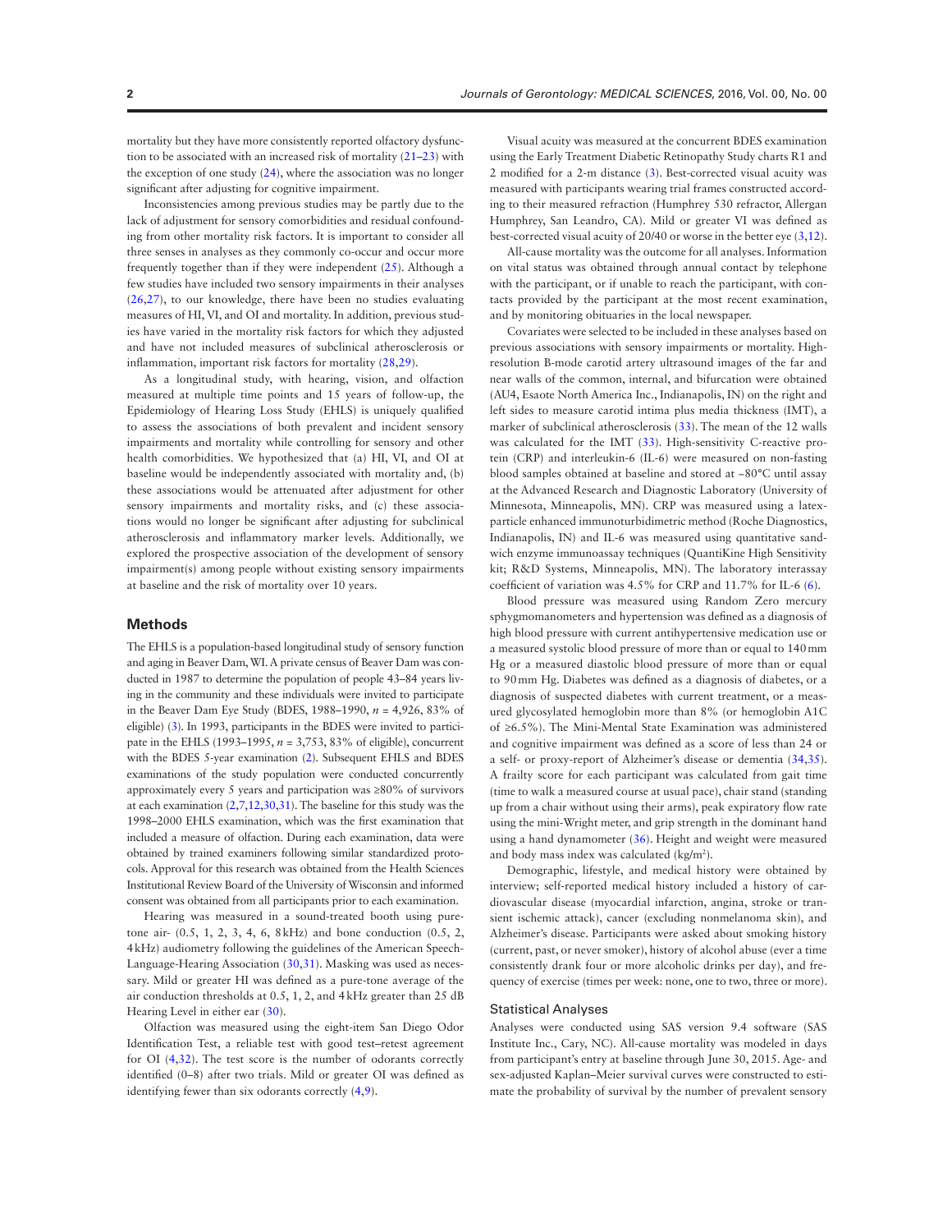mortality but they have more consistently reported olfactory dysfunction to be associated with an increased risk of mortality (21–23) with the exception of one study (24), where the association was no longer significant after adjusting for cognitive impairment.

Inconsistencies among previous studies may be partly due to the lack of adjustment for sensory comorbidities and residual confounding from other mortality risk factors. It is important to consider all three senses in analyses as they commonly co-occur and occur more frequently together than if they were independent (25). Although a few studies have included two sensory impairments in their analyses (26,27), to our knowledge, there have been no studies evaluating measures of HI, VI, and OI and mortality. In addition, previous studies have varied in the mortality risk factors for which they adjusted and have not included measures of subclinical atherosclerosis or inflammation, important risk factors for mortality (28,29).

As a longitudinal study, with hearing, vision, and olfaction measured at multiple time points and 15 years of follow-up, the Epidemiology of Hearing Loss Study (EHLS) is uniquely qualified to assess the associations of both prevalent and incident sensory impairments and mortality while controlling for sensory and other health comorbidities. We hypothesized that (a) HI, VI, and OI at baseline would be independently associated with mortality and, (b) these associations would be attenuated after adjustment for other sensory impairments and mortality risks, and (c) these associations would no longer be significant after adjusting for subclinical atherosclerosis and inflammatory marker levels. Additionally, we explored the prospective association of the development of sensory impairment(s) among people without existing sensory impairments at baseline and the risk of mortality over 10 years.

## Methods

The EHLS is a population-based longitudinal study of sensory function and aging in Beaver Dam, WI. A private census of Beaver Dam was conducted in 1987 to determine the population of people 43–84 years living in the community and these individuals were invited to participate in the Beaver Dam Eye Study (BDES, 1988–1990, *n* = 4,926, 83% of eligible) (3). In 1993, participants in the BDES were invited to participate in the EHLS (1993–1995, *n* = 3,753, 83% of eligible), concurrent with the BDES 5-year examination (2). Subsequent EHLS and BDES examinations of the study population were conducted concurrently approximately every 5 years and participation was ≥80% of survivors at each examination (2,7,12,30,31). The baseline for this study was the 1998–2000 EHLS examination, which was the first examination that included a measure of olfaction. During each examination, data were obtained by trained examiners following similar standardized protocols. Approval for this research was obtained from the Health Sciences Institutional Review Board of the University of Wisconsin and informed consent was obtained from all participants prior to each examination.

Hearing was measured in a sound-treated booth using pure-tone air- (0.5, 1, 2, 3, 4, 6, 8 kHz) and bone conduction (0.5, 2, 4 kHz) audiometry following the guidelines of the American Speech-Language-Hearing Association (30,31). Masking was used as necessary. Mild or greater HI was defined as a pure-tone average of the air conduction thresholds at 0.5, 1, 2, and 4 kHz greater than 25 dB Hearing Level in either ear (30).

Olfaction was measured using the eight-item San Diego Odor Identification Test, a reliable test with good test–retest agreement for OI (4,32). The test score is the number of odorants correctly identified (0–8) after two trials. Mild or greater OI was defined as identifying fewer than six odorants correctly (4,9).

Visual acuity was measured at the concurrent BDES examination using the Early Treatment Diabetic Retinopathy Study charts R1 and 2 modified for a 2-m distance (3). Best-corrected visual acuity was measured with participants wearing trial frames constructed according to their measured refraction (Humphrey 530 refractor, Allergan Humphrey, San Leandro, CA). Mild or greater VI was defined as best-corrected visual acuity of 20/40 or worse in the better eye (3,12).

All-cause mortality was the outcome for all analyses. Information on vital status was obtained through annual contact by telephone with the participant, or if unable to reach the participant, with contacts provided by the participant at the most recent examination, and by monitoring obituaries in the local newspaper.

Covariates were selected to be included in these analyses based on previous associations with sensory impairments or mortality. High-resolution B-mode carotid artery ultrasound images of the far and near walls of the common, internal, and bifurcation were obtained (AU4, Esaote North America Inc., Indianapolis, IN) on the right and left sides to measure carotid intima plus media thickness (IMT), a marker of subclinical atherosclerosis (33). The mean of the 12 walls was calculated for the IMT (33). High-sensitivity C-reactive protein (CRP) and interleukin-6 (IL-6) were measured on non-fasting blood samples obtained at baseline and stored at −80°C until assay at the Advanced Research and Diagnostic Laboratory (University of Minnesota, Minneapolis, MN). CRP was measured using a latex-particle enhanced immunoturbidimetric method (Roche Diagnostics, Indianapolis, IN) and IL-6 was measured using quantitative sandwich enzyme immunoassay techniques (QuantiKine High Sensitivity kit; R&D Systems, Minneapolis, MN). The laboratory interassay coefficient of variation was 4.5% for CRP and 11.7% for IL-6 (6).

Blood pressure was measured using Random Zero mercury sphygmomanometers and hypertension was defined as a diagnosis of high blood pressure with current antihypertensive medication use or a measured systolic blood pressure of more than or equal to 140 mm Hg or a measured diastolic blood pressure of more than or equal to 90 mm Hg. Diabetes was defined as a diagnosis of diabetes, or a diagnosis of suspected diabetes with current treatment, or a measured glycosylated hemoglobin more than 8% (or hemoglobin A1C of ≥6.5%). The Mini-Mental State Examination was administered and cognitive impairment was defined as a score of less than 24 or a self- or proxy-report of Alzheimer's disease or dementia (34,35). A frailty score for each participant was calculated from gait time (time to walk a measured course at usual pace), chair stand (standing up from a chair without using their arms), peak expiratory flow rate using the mini-Wright meter, and grip strength in the dominant hand using a hand dynamometer (36). Height and weight were measured and body mass index was calculated (kg/m$^2$).

Demographic, lifestyle, and medical history were obtained by interview; self-reported medical history included a history of cardiovascular disease (myocardial infarction, angina, stroke or transient ischemic attack), cancer (excluding nonmelanoma skin), and Alzheimer's disease. Participants were asked about smoking history (current, past, or never smoker), history of alcohol abuse (ever a time consistently drank four or more alcoholic drinks per day), and frequency of exercise (times per week: none, one to two, three or more).

### Statistical Analyses

Analyses were conducted using SAS version 9.4 software (SAS Institute Inc., Cary, NC). All-cause mortality was modeled in days from participant's entry at baseline through June 30, 2015. Age- and sex-adjusted Kaplan–Meier survival curves were constructed to estimate the probability of survival by the number of prevalent sensory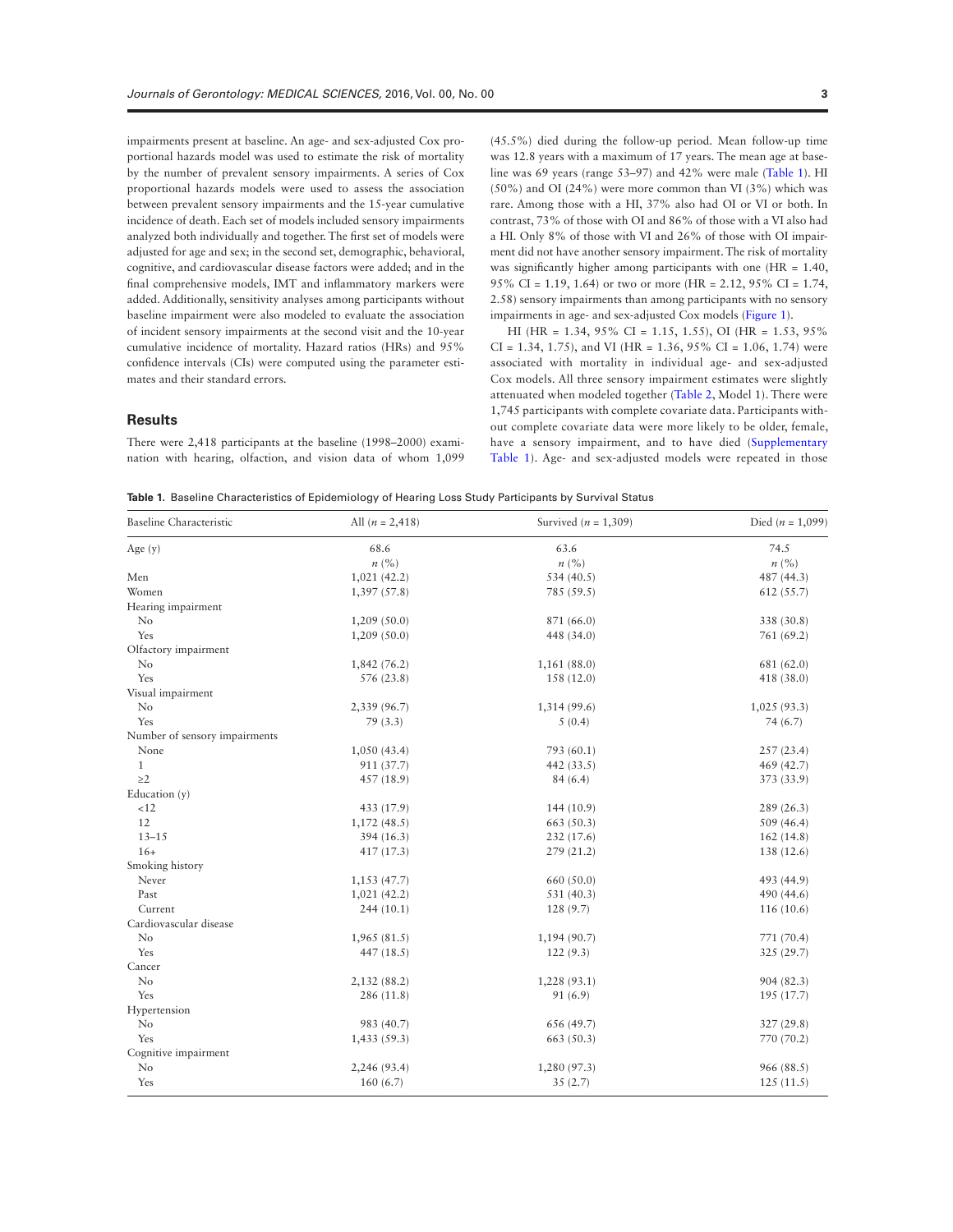impairments present at baseline. An age- and sex-adjusted Cox proportional hazards model was used to estimate the risk of mortality by the number of prevalent sensory impairments. A series of Cox proportional hazards models were used to assess the association between prevalent sensory impairments and the 15-year cumulative incidence of death. Each set of models included sensory impairments analyzed both individually and together. The first set of models were adjusted for age and sex; in the second set, demographic, behavioral, cognitive, and cardiovascular disease factors were added; and in the final comprehensive models, IMT and inflammatory markers were added. Additionally, sensitivity analyses among participants without baseline impairment were also modeled to evaluate the association of incident sensory impairments at the second visit and the 10-year cumulative incidence of mortality. Hazard ratios (HRs) and 95% confidence intervals (CIs) were computed using the parameter estimates and their standard errors.

## Results

There were 2,418 participants at the baseline (1998–2000) examination with hearing, olfaction, and vision data of whom 1,099 (45.5%) died during the follow-up period. Mean follow-up time was 12.8 years with a maximum of 17 years. The mean age at baseline was 69 years (range 53–97) and 42% were male (Table 1). HI (50%) and OI (24%) were more common than VI (3%) which was rare. Among those with a HI, 37% also had OI or VI or both. In contrast, 73% of those with OI and 86% of those with a VI also had a HI. Only 8% of those with VI and 26% of those with OI impairment did not have another sensory impairment. The risk of mortality was significantly higher among participants with one (HR = 1.40, 95% CI = 1.19, 1.64) or two or more (HR = 2.12, 95% CI = 1.74, 2.58) sensory impairments than among participants with no sensory impairments in age- and sex-adjusted Cox models (Figure 1).

HI (HR = 1.34, 95% CI = 1.15, 1.55), OI (HR = 1.53, 95% CI = 1.34, 1.75), and VI (HR = 1.36, 95% CI = 1.06, 1.74) were associated with mortality in individual age- and sex-adjusted Cox models. All three sensory impairment estimates were slightly attenuated when modeled together (Table 2, Model 1). There were 1,745 participants with complete covariate data. Participants without complete covariate data were more likely to be older, female, have a sensory impairment, and to have died (Supplementary Table 1). Age- and sex-adjusted models were repeated in those

**Table 1.** Baseline Characteristics of Epidemiology of Hearing Loss Study Participants by Survival Status

| Baseline Characteristic | All (*n* = 2,418) | Survived (*n* = 1,309) | Died (*n* = 1,099) |
|---|---|---|---|
| Age (y) | 68.6 | 63.6 | 74.5 |
| | *n* (%) | *n* (%) | *n* (%) |
| Men | 1,021 (42.2) | 534 (40.5) | 487 (44.3) |
| Women | 1,397 (57.8) | 785 (59.5) | 612 (55.7) |
| Hearing impairment | | | |
| No | 1,209 (50.0) | 871 (66.0) | 338 (30.8) |
| Yes | 1,209 (50.0) | 448 (34.0) | 761 (69.2) |
| Olfactory impairment | | | |
| No | 1,842 (76.2) | 1,161 (88.0) | 681 (62.0) |
| Yes | 576 (23.8) | 158 (12.0) | 418 (38.0) |
| Visual impairment | | | |
| No | 2,339 (96.7) | 1,314 (99.6) | 1,025 (93.3) |
| Yes | 79 (3.3) | 5 (0.4) | 74 (6.7) |
| Number of sensory impairments | | | |
| None | 1,050 (43.4) | 793 (60.1) | 257 (23.4) |
| 1 | 911 (37.7) | 442 (33.5) | 469 (42.7) |
| ≥2 | 457 (18.9) | 84 (6.4) | 373 (33.9) |
| Education (y) | | | |
| <12 | 433 (17.9) | 144 (10.9) | 289 (26.3) |
| 12 | 1,172 (48.5) | 663 (50.3) | 509 (46.4) |
| 13–15 | 394 (16.3) | 232 (17.6) | 162 (14.8) |
| 16+ | 417 (17.3) | 279 (21.2) | 138 (12.6) |
| Smoking history | | | |
| Never | 1,153 (47.7) | 660 (50.0) | 493 (44.9) |
| Past | 1,021 (42.2) | 531 (40.3) | 490 (44.6) |
| Current | 244 (10.1) | 128 (9.7) | 116 (10.6) |
| Cardiovascular disease | | | |
| No | 1,965 (81.5) | 1,194 (90.7) | 771 (70.4) |
| Yes | 447 (18.5) | 122 (9.3) | 325 (29.7) |
| Cancer | | | |
| No | 2,132 (88.2) | 1,228 (93.1) | 904 (82.3) |
| Yes | 286 (11.8) | 91 (6.9) | 195 (17.7) |
| Hypertension | | | |
| No | 983 (40.7) | 656 (49.7) | 327 (29.8) |
| Yes | 1,433 (59.3) | 663 (50.3) | 770 (70.2) |
| Cognitive impairment | | | |
| No | 2,246 (93.4) | 1,280 (97.3) | 966 (88.5) |
| Yes | 160 (6.7) | 35 (2.7) | 125 (11.5) |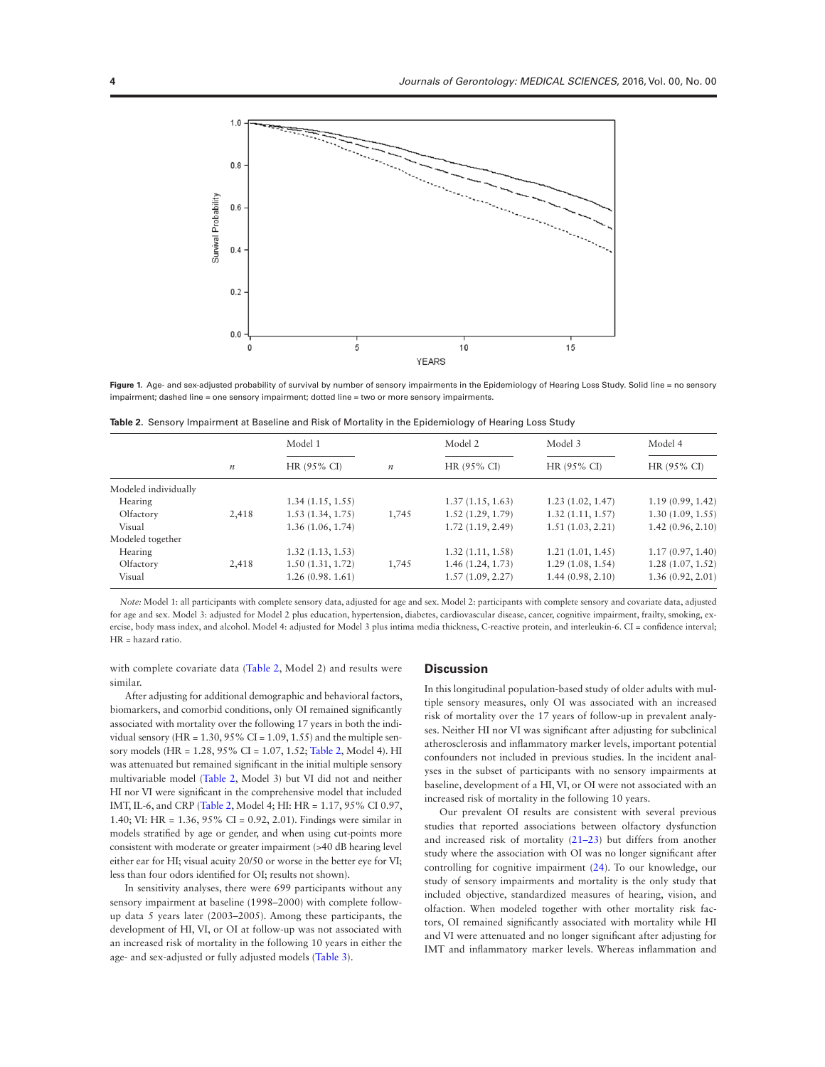**Figure 1.** Age- and sex-adjusted probability of survival by number of sensory impairments in the Epidemiology of Hearing Loss Study. Solid line = no sensory impairment; dashed line = one sensory impairment; dotted line = two or more sensory impairments.

**Table 2.** Sensory Impairment at Baseline and Risk of Mortality in the Epidemiology of Hearing Loss Study

| | | Model 1 | | Model 2 | Model 3 | Model 4 |
|---|---|---|---|---|---|---|
| | *n* | HR (95% CI) | *n* | HR (95% CI) | HR (95% CI) | HR (95% CI) |
| Modeled individually | | | | | | |
| Hearing | | 1.34 (1.15, 1.55) | | 1.37 (1.15, 1.63) | 1.23 (1.02, 1.47) | 1.19 (0.99, 1.42) |
| Olfactory | 2,418 | 1.53 (1.34, 1.75) | 1,745 | 1.52 (1.29, 1.79) | 1.32 (1.11, 1.57) | 1.30 (1.09, 1.55) |
| Visual | | 1.36 (1.06, 1.74) | | 1.72 (1.19, 2.49) | 1.51 (1.03, 2.21) | 1.42 (0.96, 2.10) |
| Modeled together | | | | | | |
| Hearing | | 1.32 (1.13, 1.53) | | 1.32 (1.11, 1.58) | 1.21 (1.01, 1.45) | 1.17 (0.97, 1.40) |
| Olfactory | 2,418 | 1.50 (1.31, 1.72) | 1,745 | 1.46 (1.24, 1.73) | 1.29 (1.08, 1.54) | 1.28 (1.07, 1.52) |
| Visual | | 1.26 (0.98. 1.61) | | 1.57 (1.09, 2.27) | 1.44 (0.98, 2.10) | 1.36 (0.92, 2.01) |

*Note:* Model 1: all participants with complete sensory data, adjusted for age and sex. Model 2: participants with complete sensory and covariate data, adjusted for age and sex. Model 3: adjusted for Model 2 plus education, hypertension, diabetes, cardiovascular disease, cancer, cognitive impairment, frailty, smoking, exercise, body mass index, and alcohol. Model 4: adjusted for Model 3 plus intima media thickness, C-reactive protein, and interleukin-6. CI = confidence interval; HR = hazard ratio.

with complete covariate data (Table 2, Model 2) and results were similar.

After adjusting for additional demographic and behavioral factors, biomarkers, and comorbid conditions, only OI remained significantly associated with mortality over the following 17 years in both the individual sensory (HR = 1.30, 95% CI = 1.09, 1.55) and the multiple sensory models (HR = 1.28, 95% CI = 1.07, 1.52; Table 2, Model 4). HI was attenuated but remained significant in the initial multiple sensory multivariable model (Table 2, Model 3) but VI did not and neither HI nor VI were significant in the comprehensive model that included IMT, IL-6, and CRP (Table 2, Model 4; HI: HR = 1.17, 95% CI 0.97, 1.40; VI: HR = 1.36, 95% CI = 0.92, 2.01). Findings were similar in models stratified by age or gender, and when using cut-points more consistent with moderate or greater impairment (>40 dB hearing level either ear for HI; visual acuity 20/50 or worse in the better eye for VI; less than four odors identified for OI; results not shown).

In sensitivity analyses, there were 699 participants without any sensory impairment at baseline (1998–2000) with complete follow-up data 5 years later (2003–2005). Among these participants, the development of HI, VI, or OI at follow-up was not associated with an increased risk of mortality in the following 10 years in either the age- and sex-adjusted or fully adjusted models (Table 3).

## Discussion

In this longitudinal population-based study of older adults with multiple sensory measures, only OI was associated with an increased risk of mortality over the 17 years of follow-up in prevalent analyses. Neither HI nor VI was significant after adjusting for subclinical atherosclerosis and inflammatory marker levels, important potential confounders not included in previous studies. In the incident analyses in the subset of participants with no sensory impairments at baseline, development of a HI, VI, or OI were not associated with an increased risk of mortality in the following 10 years.

Our prevalent OI results are consistent with several previous studies that reported associations between olfactory dysfunction and increased risk of mortality (21–23) but differs from another study where the association with OI was no longer significant after controlling for cognitive impairment (24). To our knowledge, our study of sensory impairments and mortality is the only study that included objective, standardized measures of hearing, vision, and olfaction. When modeled together with other mortality risk factors, OI remained significantly associated with mortality while HI and VI were attenuated and no longer significant after adjusting for IMT and inflammatory marker levels. Whereas inflammation and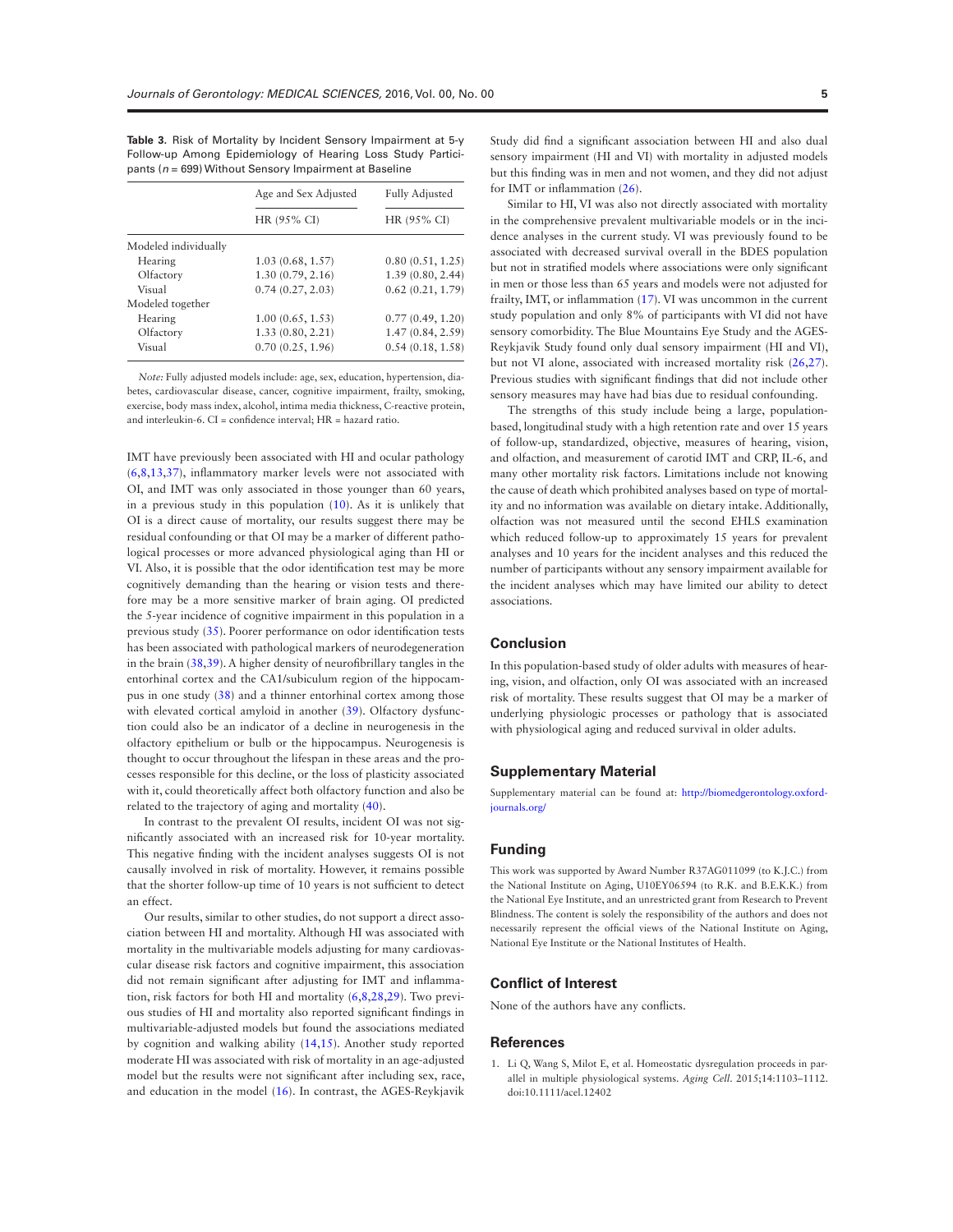**Table 3.** Risk of Mortality by Incident Sensory Impairment at 5-y Follow-up Among Epidemiology of Hearing Loss Study Participants (*n* = 699) Without Sensory Impairment at Baseline

| | Age and Sex Adjusted | Fully Adjusted |
|---|---|---|
| | HR (95% CI) | HR (95% CI) |
| Modeled individually | | |
| Hearing | 1.03 (0.68, 1.57) | 0.80 (0.51, 1.25) |
| Olfactory | 1.30 (0.79, 2.16) | 1.39 (0.80, 2.44) |
| Visual | 0.74 (0.27, 2.03) | 0.62 (0.21, 1.79) |
| Modeled together | | |
| Hearing | 1.00 (0.65, 1.53) | 0.77 (0.49, 1.20) |
| Olfactory | 1.33 (0.80, 2.21) | 1.47 (0.84, 2.59) |
| Visual | 0.70 (0.25, 1.96) | 0.54 (0.18, 1.58) |

*Note:* Fully adjusted models include: age, sex, education, hypertension, diabetes, cardiovascular disease, cancer, cognitive impairment, frailty, smoking, exercise, body mass index, alcohol, intima media thickness, C-reactive protein, and interleukin-6. CI = confidence interval; HR = hazard ratio.

IMT have previously been associated with HI and ocular pathology (6,8,13,37), inflammatory marker levels were not associated with OI, and IMT was only associated in those younger than 60 years, in a previous study in this population (10). As it is unlikely that OI is a direct cause of mortality, our results suggest there may be residual confounding or that OI may be a marker of different pathological processes or more advanced physiological aging than HI or VI. Also, it is possible that the odor identification test may be more cognitively demanding than the hearing or vision tests and therefore may be a more sensitive marker of brain aging. OI predicted the 5-year incidence of cognitive impairment in this population in a previous study (35). Poorer performance on odor identification tests has been associated with pathological markers of neurodegeneration in the brain (38,39). A higher density of neurofibrillary tangles in the entorhinal cortex and the CA1/subiculum region of the hippocampus in one study (38) and a thinner entorhinal cortex among those with elevated cortical amyloid in another (39). Olfactory dysfunction could also be an indicator of a decline in neurogenesis in the olfactory epithelium or bulb or the hippocampus. Neurogenesis is thought to occur throughout the lifespan in these areas and the processes responsible for this decline, or the loss of plasticity associated with it, could theoretically affect both olfactory function and also be related to the trajectory of aging and mortality (40).

In contrast to the prevalent OI results, incident OI was not significantly associated with an increased risk for 10-year mortality. This negative finding with the incident analyses suggests OI is not causally involved in risk of mortality. However, it remains possible that the shorter follow-up time of 10 years is not sufficient to detect an effect.

Our results, similar to other studies, do not support a direct association between HI and mortality. Although HI was associated with mortality in the multivariable models adjusting for many cardiovascular disease risk factors and cognitive impairment, this association did not remain significant after adjusting for IMT and inflammation, risk factors for both HI and mortality (6,8,28,29). Two previous studies of HI and mortality also reported significant findings in multivariable-adjusted models but found the associations mediated by cognition and walking ability (14,15). Another study reported moderate HI was associated with risk of mortality in an age-adjusted model but the results were not significant after including sex, race, and education in the model (16). In contrast, the AGES-Reykjavik Study did find a significant association between HI and also dual sensory impairment (HI and VI) with mortality in adjusted models but this finding was in men and not women, and they did not adjust for IMT or inflammation (26).

Similar to HI, VI was also not directly associated with mortality in the comprehensive prevalent multivariable models or in the incidence analyses in the current study. VI was previously found to be associated with decreased survival overall in the BDES population but not in stratified models where associations were only significant in men or those less than 65 years and models were not adjusted for frailty, IMT, or inflammation (17). VI was uncommon in the current study population and only 8% of participants with VI did not have sensory comorbidity. The Blue Mountains Eye Study and the AGES-Reykjavik Study found only dual sensory impairment (HI and VI), but not VI alone, associated with increased mortality risk (26,27). Previous studies with significant findings that did not include other sensory measures may have had bias due to residual confounding.

The strengths of this study include being a large, population-based, longitudinal study with a high retention rate and over 15 years of follow-up, standardized, objective, measures of hearing, vision, and olfaction, and measurement of carotid IMT and CRP, IL-6, and many other mortality risk factors. Limitations include not knowing the cause of death which prohibited analyses based on type of mortality and no information was available on dietary intake. Additionally, olfaction was not measured until the second EHLS examination which reduced follow-up to approximately 15 years for prevalent analyses and 10 years for the incident analyses and this reduced the number of participants without any sensory impairment available for the incident analyses which may have limited our ability to detect associations.

## Conclusion

In this population-based study of older adults with measures of hearing, vision, and olfaction, only OI was associated with an increased risk of mortality. These results suggest that OI may be a marker of underlying physiologic processes or pathology that is associated with physiological aging and reduced survival in older adults.

## Supplementary Material

Supplementary material can be found at: http://biomedgerontology.oxfordjournals.org/

## Funding

This work was supported by Award Number R37AG011099 (to K.J.C.) from the National Institute on Aging, U10EY06594 (to R.K. and B.E.K.K.) from the National Eye Institute, and an unrestricted grant from Research to Prevent Blindness. The content is solely the responsibility of the authors and does not necessarily represent the official views of the National Institute on Aging, National Eye Institute or the National Institutes of Health.

## Conflict of Interest

None of the authors have any conflicts.

## References

1. Li Q, Wang S, Milot E, et al. Homeostatic dysregulation proceeds in parallel in multiple physiological systems. *Aging Cell*. 2015;14:1103–1112. doi:10.1111/acel.12402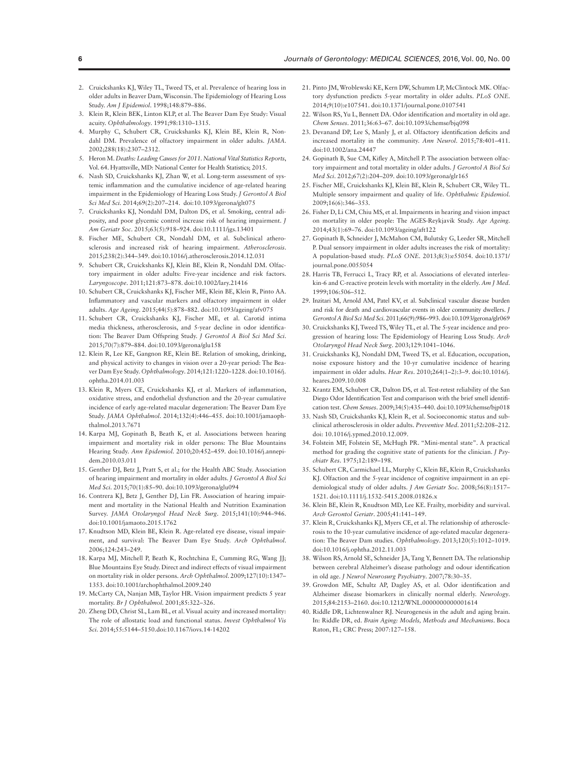2. Cruickshanks KJ, Wiley TL, Tweed TS, et al. Prevalence of hearing loss in older adults in Beaver Dam, Wisconsin. The Epidemiology of Hearing Loss Study. *Am J Epidemiol*. 1998;148:879–886.
3. Klein R, Klein BEK, Linton KLP, et al. The Beaver Dam Eye Study: Visual acuity. *Ophthalmology*. 1991;98:1310–1315.
4. Murphy C, Schubert CR, Cruickshanks KJ, Klein BE, Klein R, Nondahl DM. Prevalence of olfactory impairment in older adults. *JAMA*. 2002;288(18):2307–2312.
5. Heron M. *Deaths: Leading Causes for 2011. National Vital Statistics Reports*, Vol. 64. Hyattsville, MD: National Center for Health Statistics; 2015.
6. Nash SD, Cruickshanks KJ, Zhan W, et al. Long-term assessment of systemic inflammation and the cumulative incidence of age-related hearing impairment in the Epidemiology of Hearing Loss Study. *J Gerontol A Biol Sci Med Sci*. 2014;69(2):207–214. doi:10.1093/gerona/glt075
7. Cruickshanks KJ, Nondahl DM, Dalton DS, et al. Smoking, central adiposity, and poor glycemic control increase risk of hearing impairment. *J Am Geriatr Soc*. 2015;63(5):918–924. doi:10.1111/jgs.13401
8. Fischer ME, Schubert CR, Nondahl DM, et al. Subclinical atherosclerosis and increased risk of hearing impairment. *Atherosclerosis*. 2015;238(2):344–349. doi:10.1016/j.atherosclerosis.2014.12.031
9. Schubert CR, Cruickshanks KJ, Klein BE, Klein R, Nondahl DM. Olfactory impairment in older adults: Five-year incidence and risk factors. *Laryngoscope*. 2011;121:873–878. doi:10.1002/lary.21416
10. Schubert CR, Cruickshanks KJ, Fischer ME, Klein BE, Klein R, Pinto AA. Inflammatory and vascular markers and olfactory impairment in older adults. *Age Ageing*. 2015;44(5):878–882. doi:10.1093/ageing/afv075
11. Schubert CR, Cruickshanks KJ, Fischer ME, et al. Carotid intima media thickness, atherosclerosis, and 5-year decline in odor identification: The Beaver Dam Offspring Study. *J Gerontol A Biol Sci Med Sci*. 2015;70(7):879–884. doi:10.1093/gerona/glu158
12. Klein R, Lee KE, Gangnon RE, Klein BE. Relation of smoking, drinking, and physical activity to changes in vision over a 20-year period: The Beaver Dam Eye Study. *Ophthalmology*. 2014;121:1220–1228. doi:10.1016/j.ophtha.2014.01.003
13. Klein R, Myers CE, Cruickshanks KJ, et al. Markers of inflammation, oxidative stress, and endothelial dysfunction and the 20-year cumulative incidence of early age-related macular degeneration: The Beaver Dam Eye Study. *JAMA Ophthalmol*. 2014;132(4):446–455. doi:10.1001/jamaophthalmol.2013.7671
14. Karpa MJ, Gopinath B, Beath K, et al. Associations between hearing impairment and mortality risk in older persons: The Blue Mountains Hearing Study. *Ann Epidemiol*. 2010;20:452–459. doi:10.1016/j.annepidem.2010.03.011
15. Genther DJ, Betz J, Pratt S, et al.; for the Health ABC Study. Association of hearing impairment and mortality in older adults. *J Gerontol A Biol Sci Med Sci*. 2015;70(1):85–90. doi:10.1093/gerona/glu094
16. Contrera KJ, Betz J, Genther DJ, Lin FR. Association of hearing impairment and mortality in the National Health and Nutrition Examination Survey. *JAMA Otolaryngol Head Neck Surg*. 2015;141(10):944–946. doi:10.1001/jamaoto.2015.1762
17. Knudtson MD, Klein BE, Klein R. Age-related eye disease, visual impairment, and survival: The Beaver Dam Eye Study. *Arch Ophthalmol*. 2006;124:243–249.
18. Karpa MJ, Mitchell P, Beath K, Rochtchina E, Cumming RG, Wang JJ; Blue Mountains Eye Study. Direct and indirect effects of visual impairment on mortality risk in older persons. *Arch Ophthalmol*. 2009;127(10):1347–1353. doi:10.1001/archophthalmol.2009.240
19. McCarty CA, Nanjan MB, Taylor HR. Vision impairment predicts 5 year mortality. *Br J Ophthalmol*. 2001;85:322–326.
20. Zheng DD, Christ SL, Lam BL, et al. Visual acuity and increased mortality: The role of allostatic load and functional status. *Invest Ophthalmol Vis Sci*. 2014;55:5144–5150.doi:10.1167/iovs.14-14202
21. Pinto JM, Wroblewski KE, Kern DW, Schumm LP, McClintock MK. Olfactory dysfunction predicts 5-year mortality in older adults. *PLoS ONE*. 2014;9(10):e107541. doi:10.1371/journal.pone.0107541
22. Wilson RS, Yu L, Bennett DA. Odor identification and mortality in old age. *Chem Senses*. 2011;36:63–67. doi:10.1093/chemse/bjq098
23. Devanand DP, Lee S, Manly J, et al. Olfactory identification deficits and increased mortality in the community. *Ann Neurol*. 2015;78:401–411. doi:10.1002/ana.24447
24. Gopinath B, Sue CM, Kifley A, Mitchell P. The association between olfactory impairment and total mortality in older adults. *J Gerontol A Biol Sci Med Sci*. 2012;67(2):204–209. doi:10.1093/gerona/glr165
25. Fischer ME, Cruickshanks KJ, Klein BE, Klein R, Schubert CR, Wiley TL. Multiple sensory impairment and quality of life. *Ophthalmic Epidemiol*. 2009;16(6):346–353.
26. Fisher D, Li CM, Chiu MS, et al. Impairments in hearing and vision impact on mortality in older people: The AGES-Reykjavik Study. *Age Ageing*. 2014;43(1):69–76. doi:10.1093/ageing/aft122
27. Gopinath B, Schneider J, McMahon CM, Bulutsky G, Leeder SR, Mitchell P. Dual sensory impairment in older adults increases the risk of mortality: A population-based study. *PLoS ONE*. 2013;8(3):e55054. doi:10.1371/journal.pone.0055054
28. Harris TB, Ferrucci L, Tracy RP, et al. Associations of elevated interleukin-6 and C-reactive protein levels with mortality in the elderly. *Am J Med*. 1999;106:506–512.
29. Inzitari M, Arnold AM, Patel KV, et al. Subclinical vascular disease burden and risk for death and cardiovascular events in older community dwellers. *J Gerontol A Biol Sci Med Sci*. 2011;66(9):986–993. doi:10.1093/gerona/glr069
30. Cruickshanks KJ, Tweed TS, Wiley TL, et al. The 5-year incidence and progression of hearing loss: The Epidemiology of Hearing Loss Study. *Arch Otolaryngol Head Neck Surg*. 2003;129:1041–1046.
31. Cruickshanks KJ, Nondahl DM, Tweed TS, et al. Education, occupation, noise exposure history and the 10-yr cumulative incidence of hearing impairment in older adults. *Hear Res*. 2010;264(1–2):3–9. doi:10.1016/j.heares.2009.10.008
32. Krantz EM, Schubert CR, Dalton DS, et al. Test-retest reliability of the San Diego Odor Identification Test and comparison with the brief smell identification test. *Chem Senses*. 2009;34(5):435–440. doi:10.1093/chemse/bjp018
33. Nash SD, Cruickshanks KJ, Klein R, et al. Socioeconomic status and subclinical atherosclerosis in older adults. *Preventive Med*. 2011;52:208–212. doi: 10.1016/j.ypmed.2010.12.009.
34. Folstein MF, Folstein SE, McHugh PR. "Mini-mental state". A practical method for grading the cognitive state of patients for the clinician. *J Psychiatr Res*. 1975;12:189–198.
35. Schubert CR, Carmichael LL, Murphy C, Klein BE, Klein R, Cruickshanks KJ. Olfaction and the 5-year incidence of cognitive impairment in an epidemiological study of older adults. *J Am Geriatr Soc*. 2008;56(8):1517–1521. doi:10.1111/j.1532-5415.2008.01826.x
36. Klein BE, Klein R, Knudtson MD, Lee KE. Frailty, morbidity and survival. *Arch Gerontol Geriatr*. 2005;41:141–149.
37. Klein R, Cruickshanks KJ, Myers CE, et al. The relationship of atherosclerosis to the 10-year cumulative incidence of age-related macular degeneration: The Beaver Dam studies. *Ophthalmology*. 2013;120(5):1012–1019. doi:10.1016/j.ophtha.2012.11.003
38. Wilson RS, Arnold SE, Schneider JA, Tang Y, Bennett DA. The relationship between cerebral Alzheimer's disease pathology and odour identification in old age. *J Neurol Neurosurg Psychiatry*. 2007;78:30–35.
39. Growdon ME, Schultz AP, Dagley AS, et al. Odor identification and Alzheimer disease biomarkers in clinically normal elderly. *Neurology*. 2015;84:2153–2160. doi:10.1212/WNL.0000000000001614
40. Riddle DR, Lichtenwalner RJ. Neurogenesis in the adult and aging brain. In: Riddle DR, ed. *Brain Aging: Models, Methods and Mechanisms*. Boca Raton, FL; CRC Press; 2007:127–158.